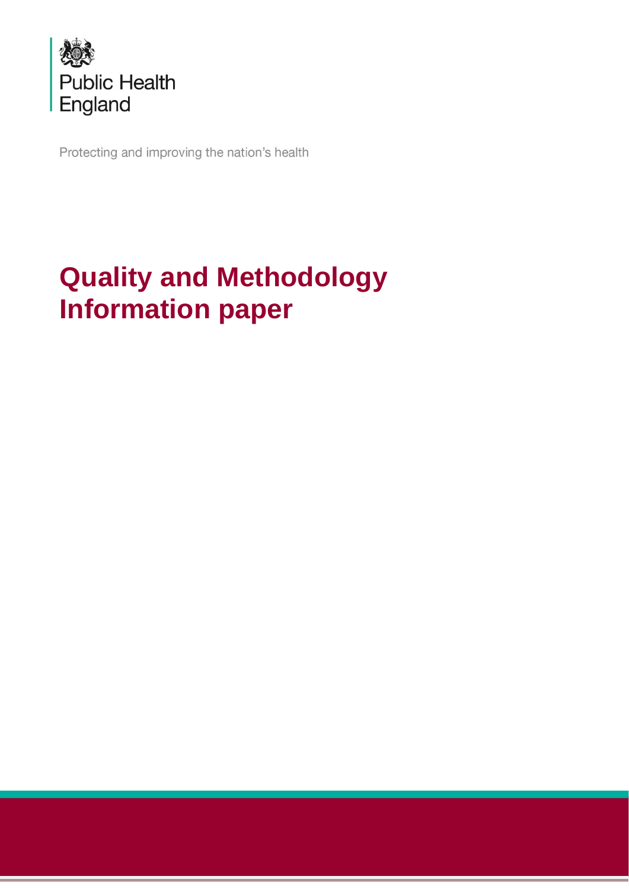Public Health England

Protecting and improving the nation's health

# Quality and Methodology Information paper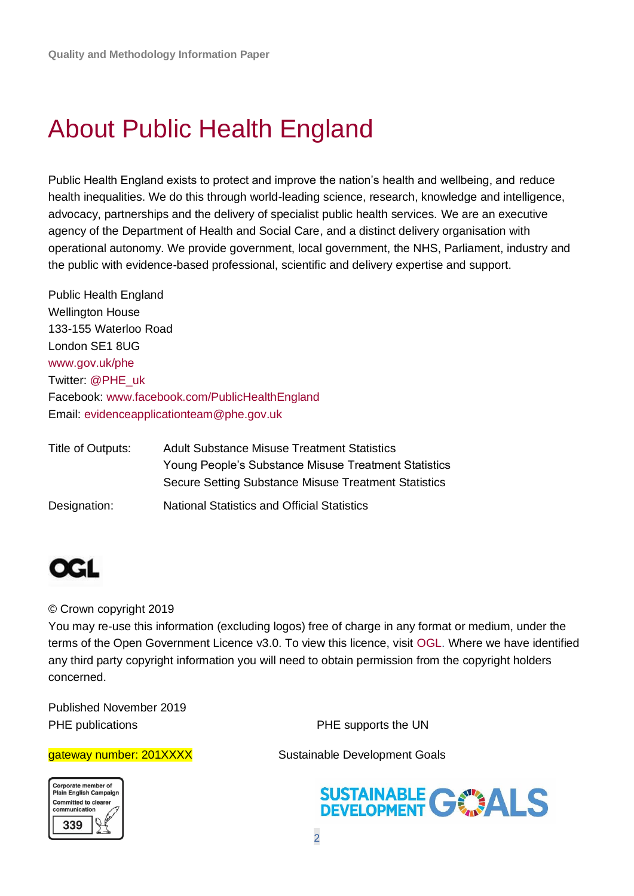# About Public Health England

Public Health England exists to protect and improve the nation's health and wellbeing, and reduce health inequalities. We do this through world-leading science, research, knowledge and intelligence, advocacy, partnerships and the delivery of specialist public health services. We are an executive agency of the Department of Health and Social Care, and a distinct delivery organisation with operational autonomy. We provide government, local government, the NHS, Parliament, industry and the public with evidence-based professional, scientific and delivery expertise and support.

Public Health England
Wellington House
133-155 Waterloo Road
London SE1 8UG
www.gov.uk/phe
Twitter: @PHE_uk
Facebook: www.facebook.com/PublicHealthEngland
Email: evidenceapplicationteam@phe.gov.uk

Title of Outputs: Adult Substance Misuse Treatment Statistics
Young People's Substance Misuse Treatment Statistics
Secure Setting Substance Misuse Treatment Statistics

Designation: National Statistics and Official Statistics

© Crown copyright 2019
You may re-use this information (excluding logos) free of charge in any format or medium, under the terms of the Open Government Licence v3.0. To view this licence, visit OGL. Where we have identified any third party copyright information you will need to obtain permission from the copyright holders concerned.

Published November 2019
PHE publications
gateway number: 201XXXX

PHE supports the UN
Sustainable Development Goals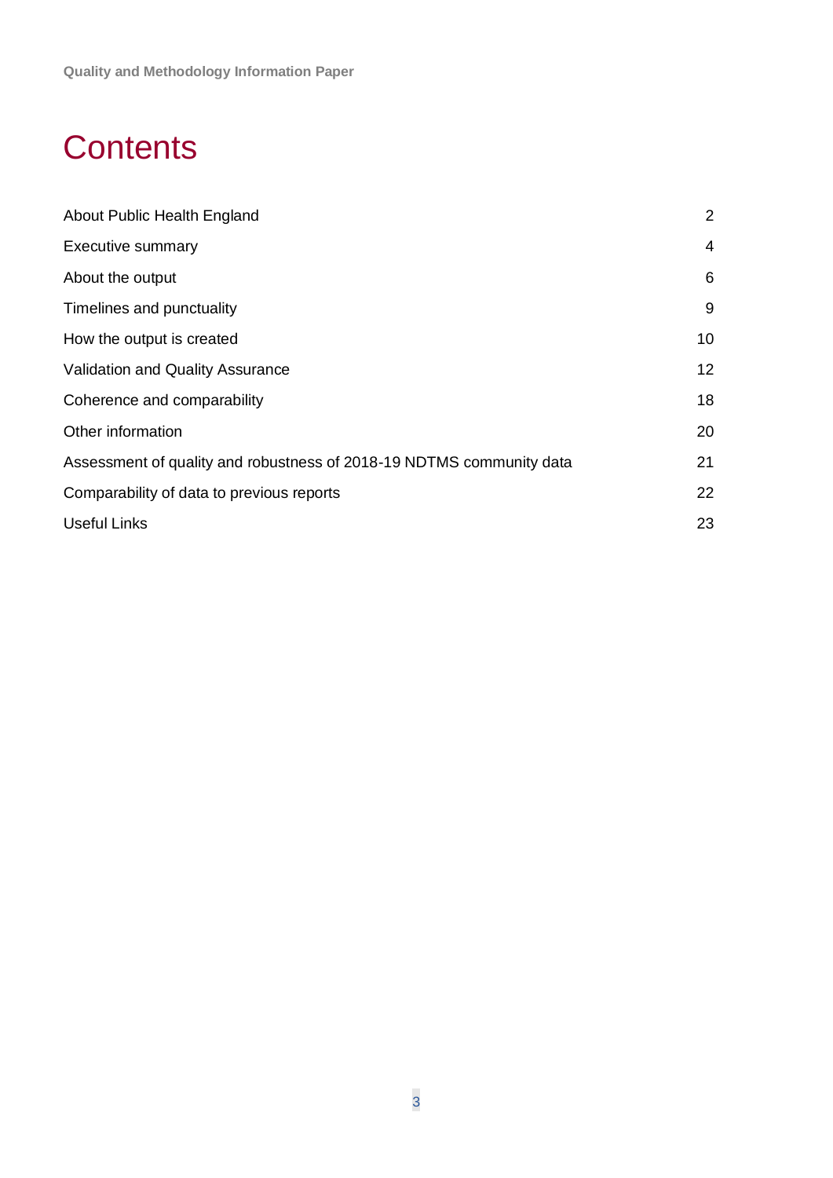# Contents

| | |
|---|---|
| About Public Health England | 2 |
| Executive summary | 4 |
| About the output | 6 |
| Timelines and punctuality | 9 |
| How the output is created | 10 |
| Validation and Quality Assurance | 12 |
| Coherence and comparability | 18 |
| Other information | 20 |
| Assessment of quality and robustness of 2018-19 NDTMS community data | 21 |
| Comparability of data to previous reports | 22 |
| Useful Links | 23 |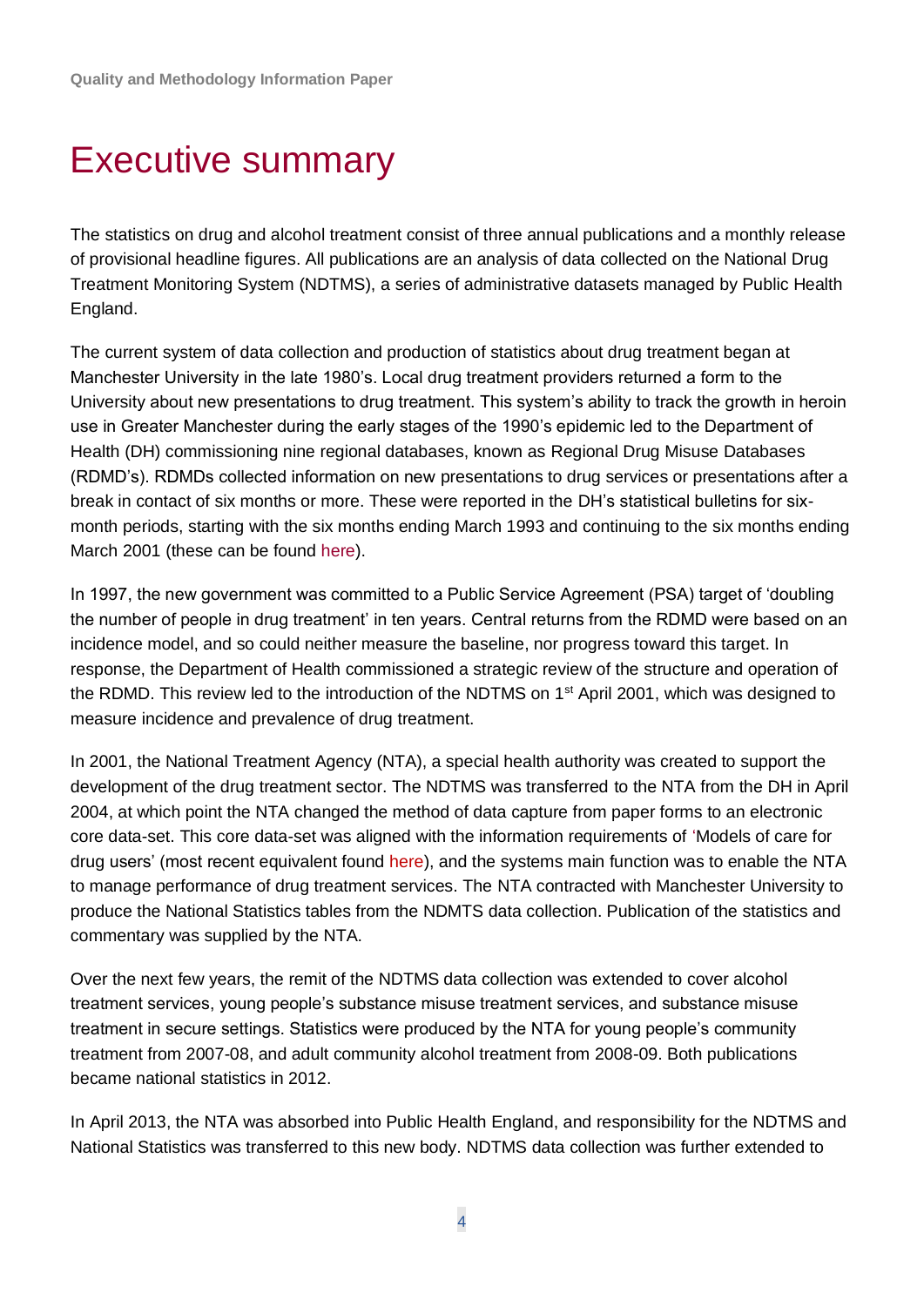# Executive summary

The statistics on drug and alcohol treatment consist of three annual publications and a monthly release of provisional headline figures. All publications are an analysis of data collected on the National Drug Treatment Monitoring System (NDTMS), a series of administrative datasets managed by Public Health England.

The current system of data collection and production of statistics about drug treatment began at Manchester University in the late 1980's. Local drug treatment providers returned a form to the University about new presentations to drug treatment. This system's ability to track the growth in heroin use in Greater Manchester during the early stages of the 1990's epidemic led to the Department of Health (DH) commissioning nine regional databases, known as Regional Drug Misuse Databases (RDMD's). RDMDs collected information on new presentations to drug services or presentations after a break in contact of six months or more. These were reported in the DH's statistical bulletins for six-month periods, starting with the six months ending March 1993 and continuing to the six months ending March 2001 (these can be found here).

In 1997, the new government was committed to a Public Service Agreement (PSA) target of 'doubling the number of people in drug treatment' in ten years. Central returns from the RDMD were based on an incidence model, and so could neither measure the baseline, nor progress toward this target. In response, the Department of Health commissioned a strategic review of the structure and operation of the RDMD. This review led to the introduction of the NDTMS on 1st April 2001, which was designed to measure incidence and prevalence of drug treatment.

In 2001, the National Treatment Agency (NTA), a special health authority was created to support the development of the drug treatment sector. The NDTMS was transferred to the NTA from the DH in April 2004, at which point the NTA changed the method of data capture from paper forms to an electronic core data-set. This core data-set was aligned with the information requirements of 'Models of care for drug users' (most recent equivalent found here), and the systems main function was to enable the NTA to manage performance of drug treatment services. The NTA contracted with Manchester University to produce the National Statistics tables from the NDMTS data collection. Publication of the statistics and commentary was supplied by the NTA.

Over the next few years, the remit of the NDTMS data collection was extended to cover alcohol treatment services, young people's substance misuse treatment services, and substance misuse treatment in secure settings. Statistics were produced by the NTA for young people's community treatment from 2007-08, and adult community alcohol treatment from 2008-09. Both publications became national statistics in 2012.

In April 2013, the NTA was absorbed into Public Health England, and responsibility for the NDTMS and National Statistics was transferred to this new body. NDTMS data collection was further extended to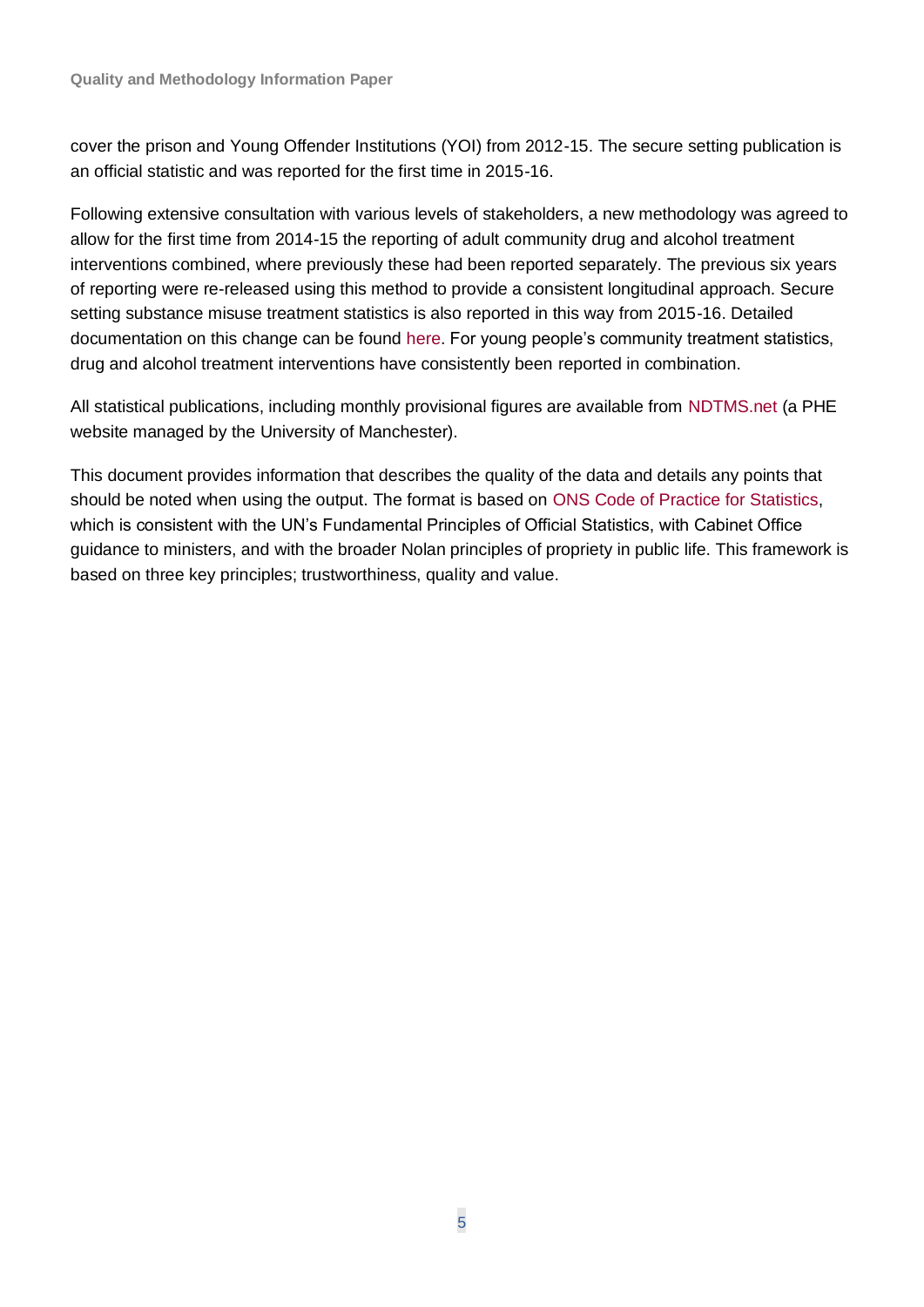cover the prison and Young Offender Institutions (YOI) from 2012-15. The secure setting publication is an official statistic and was reported for the first time in 2015-16.

Following extensive consultation with various levels of stakeholders, a new methodology was agreed to allow for the first time from 2014-15 the reporting of adult community drug and alcohol treatment interventions combined, where previously these had been reported separately. The previous six years of reporting were re-released using this method to provide a consistent longitudinal approach. Secure setting substance misuse treatment statistics is also reported in this way from 2015-16. Detailed documentation on this change can be found here. For young people's community treatment statistics, drug and alcohol treatment interventions have consistently been reported in combination.

All statistical publications, including monthly provisional figures are available from NDTMS.net (a PHE website managed by the University of Manchester).

This document provides information that describes the quality of the data and details any points that should be noted when using the output. The format is based on ONS Code of Practice for Statistics, which is consistent with the UN's Fundamental Principles of Official Statistics, with Cabinet Office guidance to ministers, and with the broader Nolan principles of propriety in public life. This framework is based on three key principles; trustworthiness, quality and value.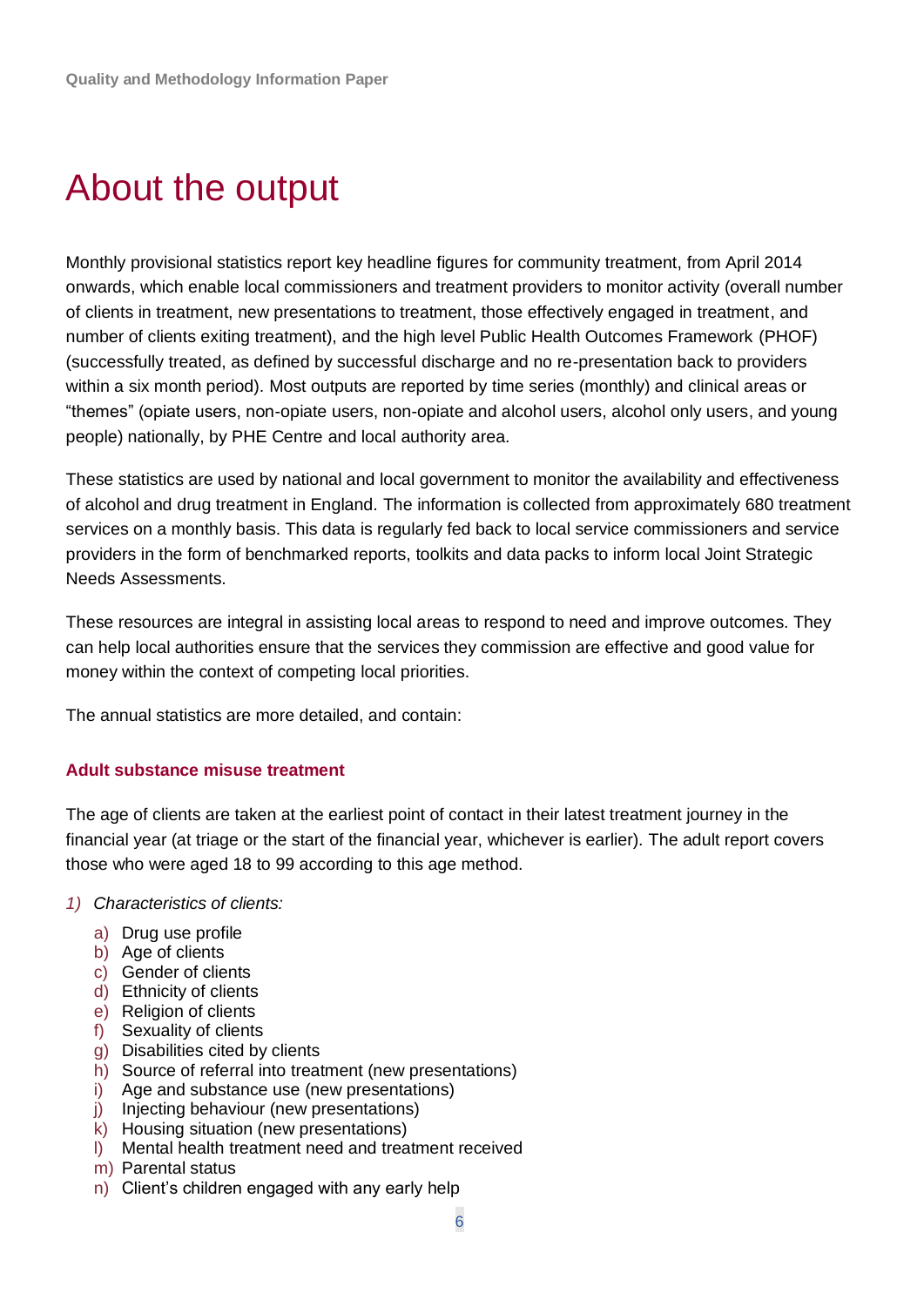# About the output

Monthly provisional statistics report key headline figures for community treatment, from April 2014 onwards, which enable local commissioners and treatment providers to monitor activity (overall number of clients in treatment, new presentations to treatment, those effectively engaged in treatment, and number of clients exiting treatment), and the high level Public Health Outcomes Framework (PHOF) (successfully treated, as defined by successful discharge and no re-presentation back to providers within a six month period). Most outputs are reported by time series (monthly) and clinical areas or "themes" (opiate users, non-opiate users, non-opiate and alcohol users, alcohol only users, and young people) nationally, by PHE Centre and local authority area.

These statistics are used by national and local government to monitor the availability and effectiveness of alcohol and drug treatment in England. The information is collected from approximately 680 treatment services on a monthly basis. This data is regularly fed back to local service commissioners and service providers in the form of benchmarked reports, toolkits and data packs to inform local Joint Strategic Needs Assessments.

These resources are integral in assisting local areas to respond to need and improve outcomes. They can help local authorities ensure that the services they commission are effective and good value for money within the context of competing local priorities.

The annual statistics are more detailed, and contain:

### Adult substance misuse treatment

The age of clients are taken at the earliest point of contact in their latest treatment journey in the financial year (at triage or the start of the financial year, whichever is earlier). The adult report covers those who were aged 18 to 99 according to this age method.

1) *Characteristics of clients:*
    - a) Drug use profile
    - b) Age of clients
    - c) Gender of clients
    - d) Ethnicity of clients
    - e) Religion of clients
    - f) Sexuality of clients
    - g) Disabilities cited by clients
    - h) Source of referral into treatment (new presentations)
    - i) Age and substance use (new presentations)
    - j) Injecting behaviour (new presentations)
    - k) Housing situation (new presentations)
    - l) Mental health treatment need and treatment received
    - m) Parental status
    - n) Client's children engaged with any early help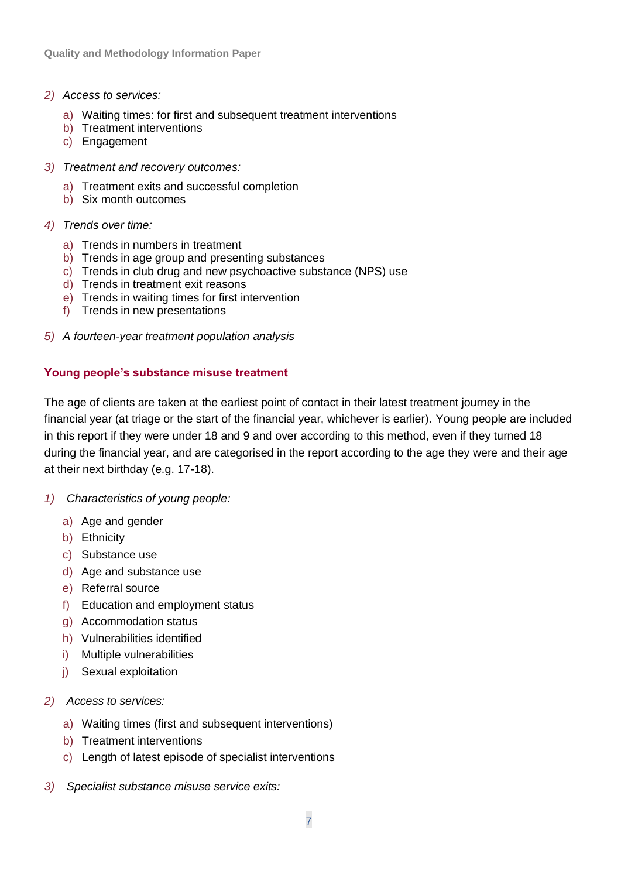2) *Access to services:*

    a) Waiting times: for first and subsequent treatment interventions
    b) Treatment interventions
    c) Engagement

3) *Treatment and recovery outcomes:*

    a) Treatment exits and successful completion
    b) Six month outcomes

4) *Trends over time:*

    a) Trends in numbers in treatment
    b) Trends in age group and presenting substances
    c) Trends in club drug and new psychoactive substance (NPS) use
    d) Trends in treatment exit reasons
    e) Trends in waiting times for first intervention
    f) Trends in new presentations

5) *A fourteen-year treatment population analysis*

### Young people's substance misuse treatment

The age of clients are taken at the earliest point of contact in their latest treatment journey in the financial year (at triage or the start of the financial year, whichever is earlier). Young people are included in this report if they were under 18 and 9 and over according to this method, even if they turned 18 during the financial year, and are categorised in the report according to the age they were and their age at their next birthday (e.g. 17-18).

1) *Characteristics of young people:*

    a) Age and gender
    b) Ethnicity
    c) Substance use
    d) Age and substance use
    e) Referral source
    f) Education and employment status
    g) Accommodation status
    h) Vulnerabilities identified
    i) Multiple vulnerabilities
    j) Sexual exploitation

2) *Access to services:*

    a) Waiting times (first and subsequent interventions)
    b) Treatment interventions
    c) Length of latest episode of specialist interventions

3) *Specialist substance misuse service exits:*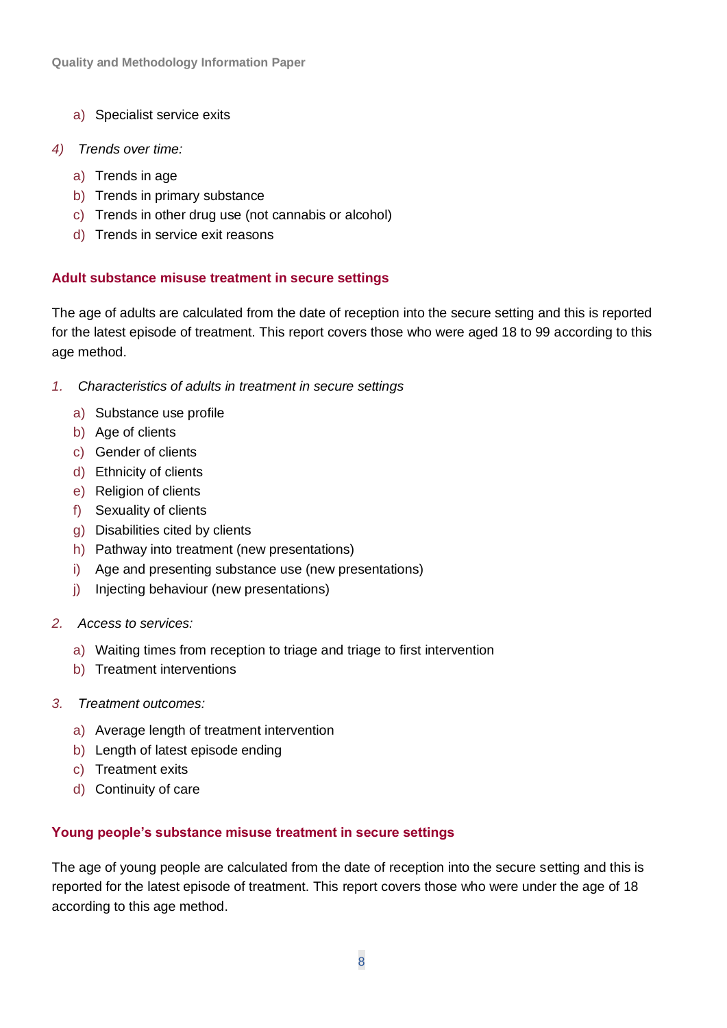a) Specialist service exits

*4) Trends over time:*

   a) Trends in age
   b) Trends in primary substance
   c) Trends in other drug use (not cannabis or alcohol)
   d) Trends in service exit reasons

**Adult substance misuse treatment in secure settings**

The age of adults are calculated from the date of reception into the secure setting and this is reported for the latest episode of treatment. This report covers those who were aged 18 to 99 according to this age method.

*1. Characteristics of adults in treatment in secure settings*

   a) Substance use profile
   b) Age of clients
   c) Gender of clients
   d) Ethnicity of clients
   e) Religion of clients
   f) Sexuality of clients
   g) Disabilities cited by clients
   h) Pathway into treatment (new presentations)
   i) Age and presenting substance use (new presentations)
   j) Injecting behaviour (new presentations)

*2. Access to services:*

   a) Waiting times from reception to triage and triage to first intervention
   b) Treatment interventions

*3. Treatment outcomes:*

   a) Average length of treatment intervention
   b) Length of latest episode ending
   c) Treatment exits
   d) Continuity of care

**Young people's substance misuse treatment in secure settings**

The age of young people are calculated from the date of reception into the secure setting and this is reported for the latest episode of treatment. This report covers those who were under the age of 18 according to this age method.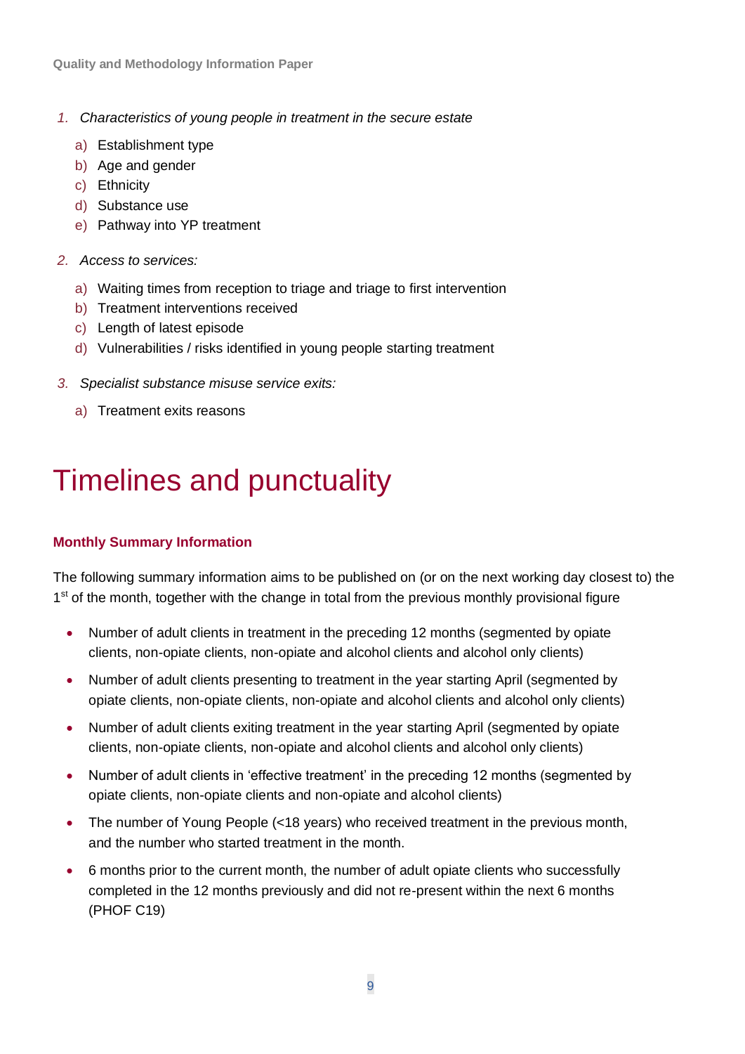1. *Characteristics of young people in treatment in the secure estate*
    a) Establishment type
    b) Age and gender
    c) Ethnicity
    d) Substance use
    e) Pathway into YP treatment

2. *Access to services:*
    a) Waiting times from reception to triage and triage to first intervention
    b) Treatment interventions received
    c) Length of latest episode
    d) Vulnerabilities / risks identified in young people starting treatment

3. *Specialist substance misuse service exits:*
    a) Treatment exits reasons

# Timelines and punctuality

**Monthly Summary Information**

The following summary information aims to be published on (or on the next working day closest to) the 1st of the month, together with the change in total from the previous monthly provisional figure

- Number of adult clients in treatment in the preceding 12 months (segmented by opiate clients, non-opiate clients, non-opiate and alcohol clients and alcohol only clients)
- Number of adult clients presenting to treatment in the year starting April (segmented by opiate clients, non-opiate clients, non-opiate and alcohol clients and alcohol only clients)
- Number of adult clients exiting treatment in the year starting April (segmented by opiate clients, non-opiate clients, non-opiate and alcohol clients and alcohol only clients)
- Number of adult clients in 'effective treatment' in the preceding 12 months (segmented by opiate clients, non-opiate clients and non-opiate and alcohol clients)
- The number of Young People (<18 years) who received treatment in the previous month, and the number who started treatment in the month.
- 6 months prior to the current month, the number of adult opiate clients who successfully completed in the 12 months previously and did not re-present within the next 6 months (PHOF C19)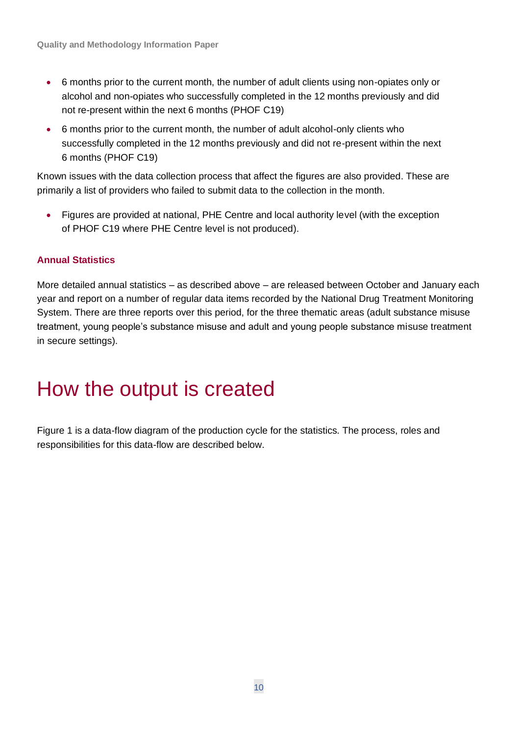- 6 months prior to the current month, the number of adult clients using non-opiates only or alcohol and non-opiates who successfully completed in the 12 months previously and did not re-present within the next 6 months (PHOF C19)
- 6 months prior to the current month, the number of adult alcohol-only clients who successfully completed in the 12 months previously and did not re-present within the next 6 months (PHOF C19)

Known issues with the data collection process that affect the figures are also provided. These are primarily a list of providers who failed to submit data to the collection in the month.

- Figures are provided at national, PHE Centre and local authority level (with the exception of PHOF C19 where PHE Centre level is not produced).

### Annual Statistics

More detailed annual statistics – as described above – are released between October and January each year and report on a number of regular data items recorded by the National Drug Treatment Monitoring System. There are three reports over this period, for the three thematic areas (adult substance misuse treatment, young people's substance misuse and adult and young people substance misuse treatment in secure settings).

# How the output is created

Figure 1 is a data-flow diagram of the production cycle for the statistics. The process, roles and responsibilities for this data-flow are described below.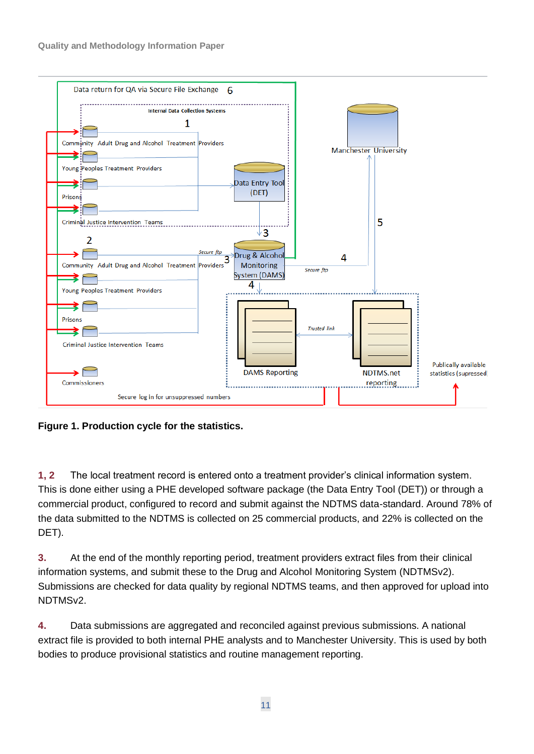**Figure 1. Production cycle for the statistics.**

**1, 2** The local treatment record is entered onto a treatment provider's clinical information system. This is done either using a PHE developed software package (the Data Entry Tool (DET)) or through a commercial product, configured to record and submit against the NDTMS data-standard. Around 78% of the data submitted to the NDTMS is collected on 25 commercial products, and 22% is collected on the DET).

**3.** At the end of the monthly reporting period, treatment providers extract files from their clinical information systems, and submit these to the Drug and Alcohol Monitoring System (NDTMSv2). Submissions are checked for data quality by regional NDTMS teams, and then approved for upload into NDTMSv2.

**4.** Data submissions are aggregated and reconciled against previous submissions. A national extract file is provided to both internal PHE analysts and to Manchester University. This is used by both bodies to produce provisional statistics and routine management reporting.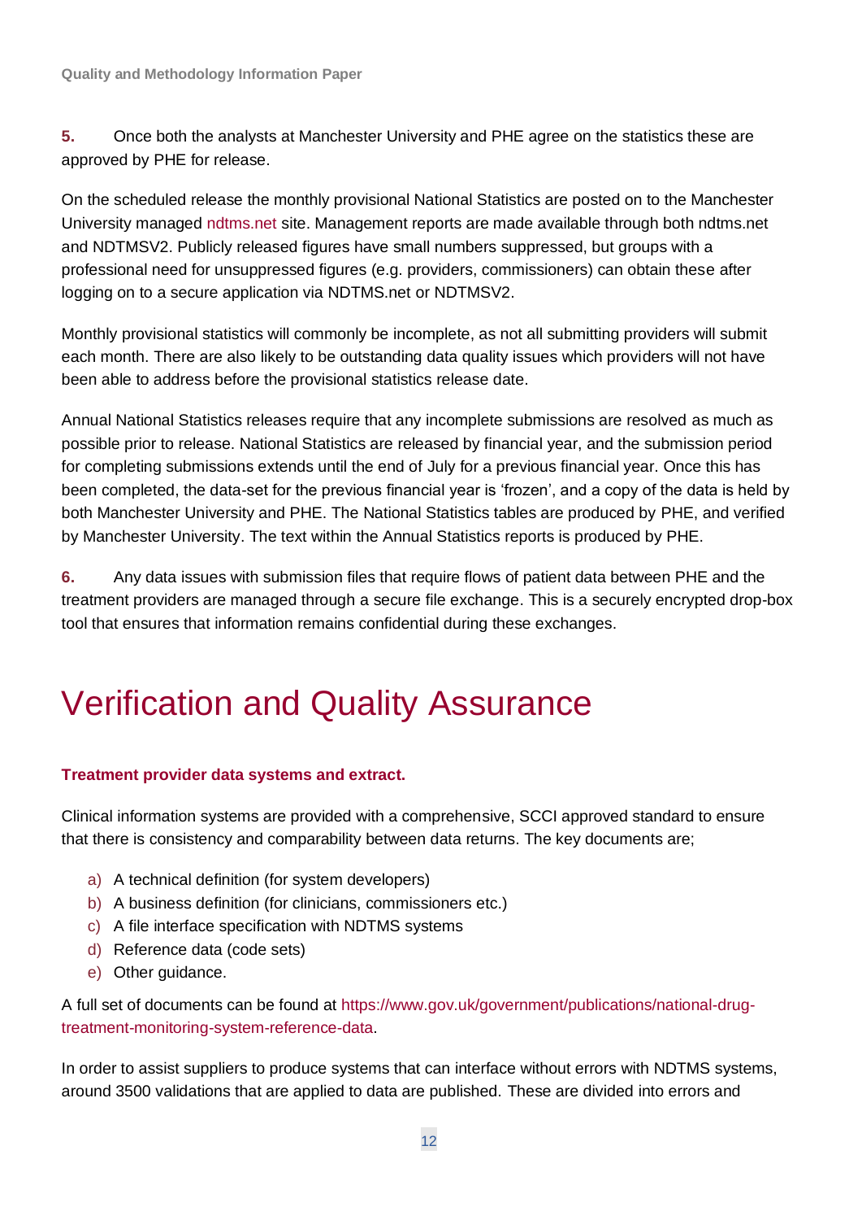**5.** Once both the analysts at Manchester University and PHE agree on the statistics these are approved by PHE for release.

On the scheduled release the monthly provisional National Statistics are posted on to the Manchester University managed ndtms.net site. Management reports are made available through both ndtms.net and NDTMSV2. Publicly released figures have small numbers suppressed, but groups with a professional need for unsuppressed figures (e.g. providers, commissioners) can obtain these after logging on to a secure application via NDTMS.net or NDTMSV2.

Monthly provisional statistics will commonly be incomplete, as not all submitting providers will submit each month. There are also likely to be outstanding data quality issues which providers will not have been able to address before the provisional statistics release date.

Annual National Statistics releases require that any incomplete submissions are resolved as much as possible prior to release. National Statistics are released by financial year, and the submission period for completing submissions extends until the end of July for a previous financial year. Once this has been completed, the data-set for the previous financial year is 'frozen', and a copy of the data is held by both Manchester University and PHE. The National Statistics tables are produced by PHE, and verified by Manchester University. The text within the Annual Statistics reports is produced by PHE.

**6.** Any data issues with submission files that require flows of patient data between PHE and the treatment providers are managed through a secure file exchange. This is a securely encrypted drop-box tool that ensures that information remains confidential during these exchanges.

# Verification and Quality Assurance

**Treatment provider data systems and extract.**

Clinical information systems are provided with a comprehensive, SCCI approved standard to ensure that there is consistency and comparability between data returns. The key documents are;

a) A technical definition (for system developers)
b) A business definition (for clinicians, commissioners etc.)
c) A file interface specification with NDTMS systems
d) Reference data (code sets)
e) Other guidance.

A full set of documents can be found at https://www.gov.uk/government/publications/national-drug-treatment-monitoring-system-reference-data.

In order to assist suppliers to produce systems that can interface without errors with NDTMS systems, around 3500 validations that are applied to data are published. These are divided into errors and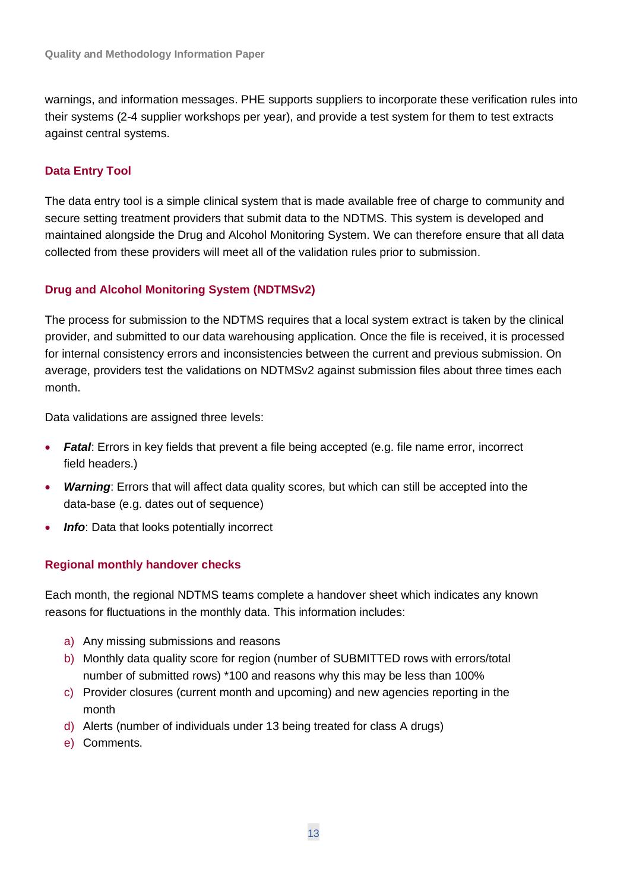warnings, and information messages. PHE supports suppliers to incorporate these verification rules into their systems (2-4 supplier workshops per year), and provide a test system for them to test extracts against central systems.

### Data Entry Tool

The data entry tool is a simple clinical system that is made available free of charge to community and secure setting treatment providers that submit data to the NDTMS. This system is developed and maintained alongside the Drug and Alcohol Monitoring System. We can therefore ensure that all data collected from these providers will meet all of the validation rules prior to submission.

### Drug and Alcohol Monitoring System (NDTMSv2)

The process for submission to the NDTMS requires that a local system extract is taken by the clinical provider, and submitted to our data warehousing application. Once the file is received, it is processed for internal consistency errors and inconsistencies between the current and previous submission. On average, providers test the validations on NDTMSv2 against submission files about three times each month.

Data validations are assigned three levels:

- ***Fatal***: Errors in key fields that prevent a file being accepted (e.g. file name error, incorrect field headers.)
- ***Warning***: Errors that will affect data quality scores, but which can still be accepted into the data-base (e.g. dates out of sequence)
- ***Info***: Data that looks potentially incorrect

### Regional monthly handover checks

Each month, the regional NDTMS teams complete a handover sheet which indicates any known reasons for fluctuations in the monthly data. This information includes:

a) Any missing submissions and reasons
b) Monthly data quality score for region (number of SUBMITTED rows with errors/total number of submitted rows) *100 and reasons why this may be less than 100%
c) Provider closures (current month and upcoming) and new agencies reporting in the month
d) Alerts (number of individuals under 13 being treated for class A drugs)
e) Comments.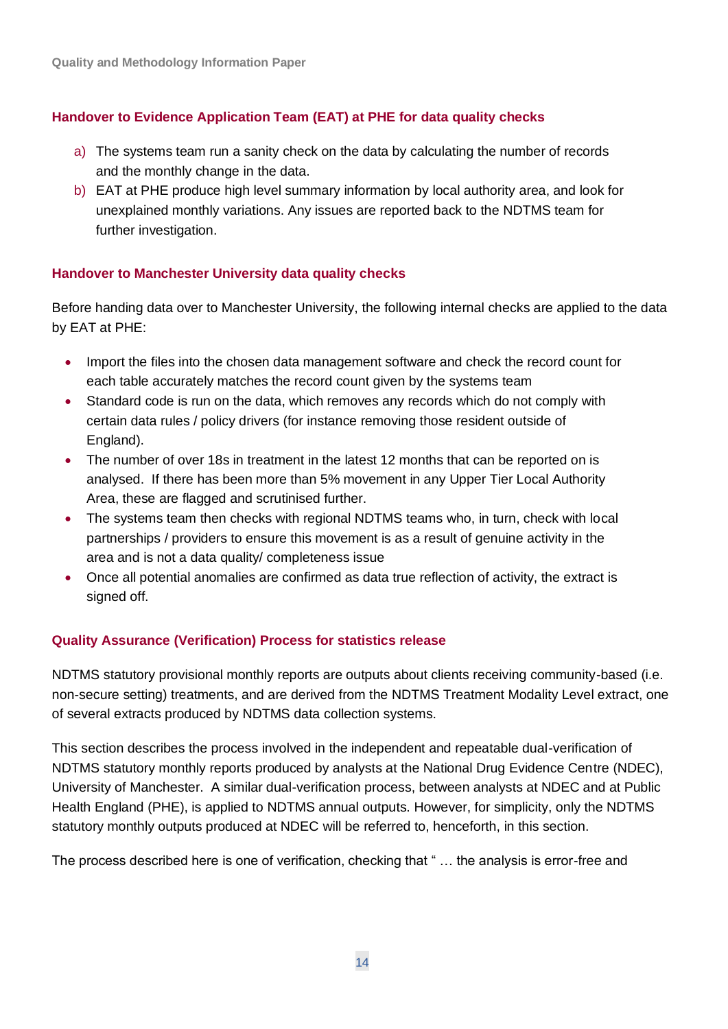### Handover to Evidence Application Team (EAT) at PHE for data quality checks

a) The systems team run a sanity check on the data by calculating the number of records and the monthly change in the data.

b) EAT at PHE produce high level summary information by local authority area, and look for unexplained monthly variations. Any issues are reported back to the NDTMS team for further investigation.

### Handover to Manchester University data quality checks

Before handing data over to Manchester University, the following internal checks are applied to the data by EAT at PHE:

- Import the files into the chosen data management software and check the record count for each table accurately matches the record count given by the systems team
- Standard code is run on the data, which removes any records which do not comply with certain data rules / policy drivers (for instance removing those resident outside of England).
- The number of over 18s in treatment in the latest 12 months that can be reported on is analysed. If there has been more than 5% movement in any Upper Tier Local Authority Area, these are flagged and scrutinised further.
- The systems team then checks with regional NDTMS teams who, in turn, check with local partnerships / providers to ensure this movement is as a result of genuine activity in the area and is not a data quality/ completeness issue
- Once all potential anomalies are confirmed as data true reflection of activity, the extract is signed off.

### Quality Assurance (Verification) Process for statistics release

NDTMS statutory provisional monthly reports are outputs about clients receiving community-based (i.e. non-secure setting) treatments, and are derived from the NDTMS Treatment Modality Level extract, one of several extracts produced by NDTMS data collection systems.

This section describes the process involved in the independent and repeatable dual-verification of NDTMS statutory monthly reports produced by analysts at the National Drug Evidence Centre (NDEC), University of Manchester. A similar dual-verification process, between analysts at NDEC and at Public Health England (PHE), is applied to NDTMS annual outputs. However, for simplicity, only the NDTMS statutory monthly outputs produced at NDEC will be referred to, henceforth, in this section.

The process described here is one of verification, checking that " … the analysis is error-free and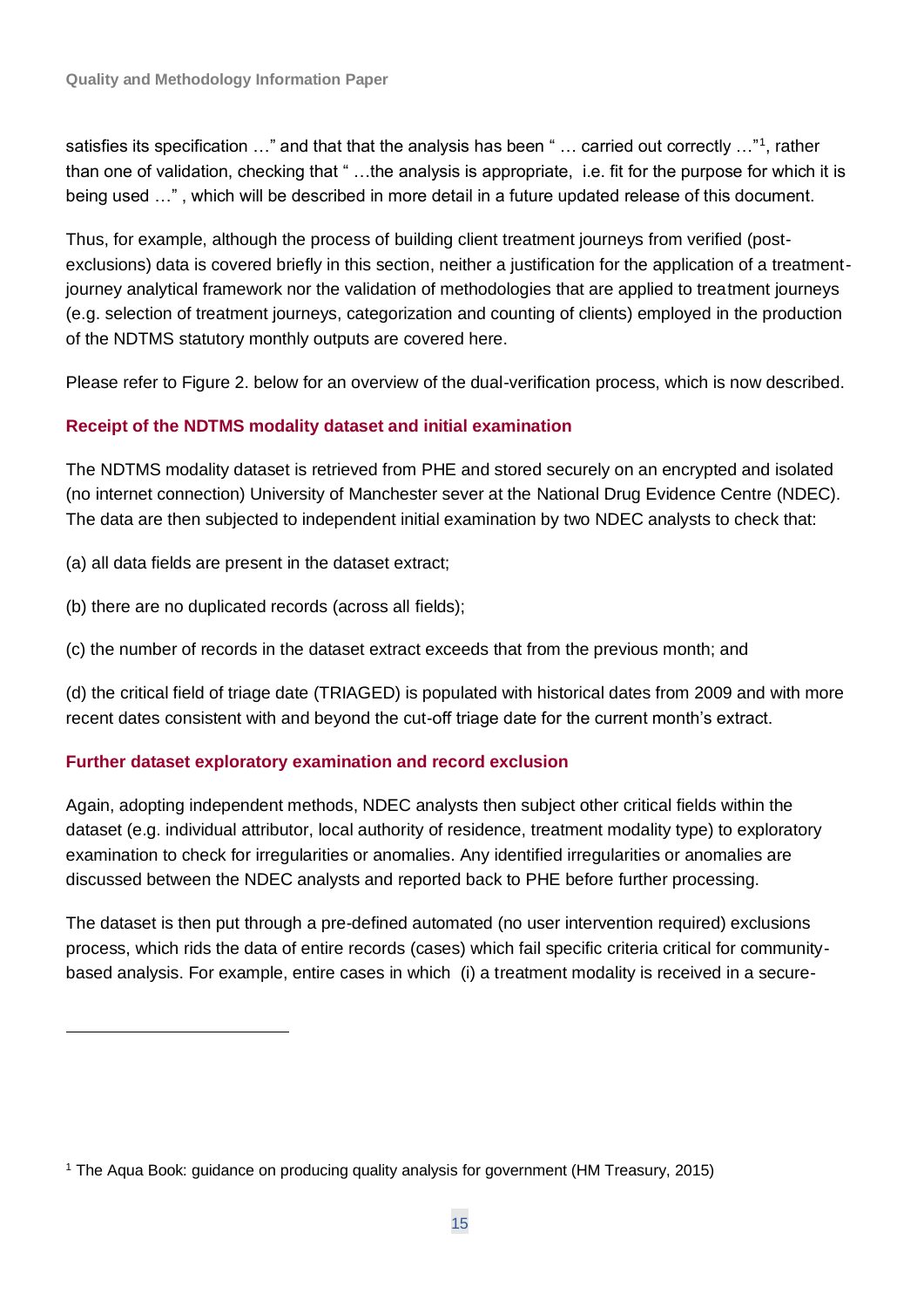satisfies its specification …" and that that the analysis has been " … carried out correctly …"[1], rather than one of validation, checking that " …the analysis is appropriate, i.e. fit for the purpose for which it is being used …" , which will be described in more detail in a future updated release of this document.

Thus, for example, although the process of building client treatment journeys from verified (post-exclusions) data is covered briefly in this section, neither a justification for the application of a treatment-journey analytical framework nor the validation of methodologies that are applied to treatment journeys (e.g. selection of treatment journeys, categorization and counting of clients) employed in the production of the NDTMS statutory monthly outputs are covered here.

Please refer to Figure 2. below for an overview of the dual-verification process, which is now described.

### Receipt of the NDTMS modality dataset and initial examination

The NDTMS modality dataset is retrieved from PHE and stored securely on an encrypted and isolated (no internet connection) University of Manchester sever at the National Drug Evidence Centre (NDEC). The data are then subjected to independent initial examination by two NDEC analysts to check that:

(a) all data fields are present in the dataset extract;

(b) there are no duplicated records (across all fields);

(c) the number of records in the dataset extract exceeds that from the previous month; and

(d) the critical field of triage date (TRIAGED) is populated with historical dates from 2009 and with more recent dates consistent with and beyond the cut-off triage date for the current month's extract.

### Further dataset exploratory examination and record exclusion

Again, adopting independent methods, NDEC analysts then subject other critical fields within the dataset (e.g. individual attributor, local authority of residence, treatment modality type) to exploratory examination to check for irregularities or anomalies. Any identified irregularities or anomalies are discussed between the NDEC analysts and reported back to PHE before further processing.

The dataset is then put through a pre-defined automated (no user intervention required) exclusions process, which rids the data of entire records (cases) which fail specific criteria critical for community-based analysis. For example, entire cases in which (i) a treatment modality is received in a secure-

---

[1] The Aqua Book: guidance on producing quality analysis for government (HM Treasury, 2015)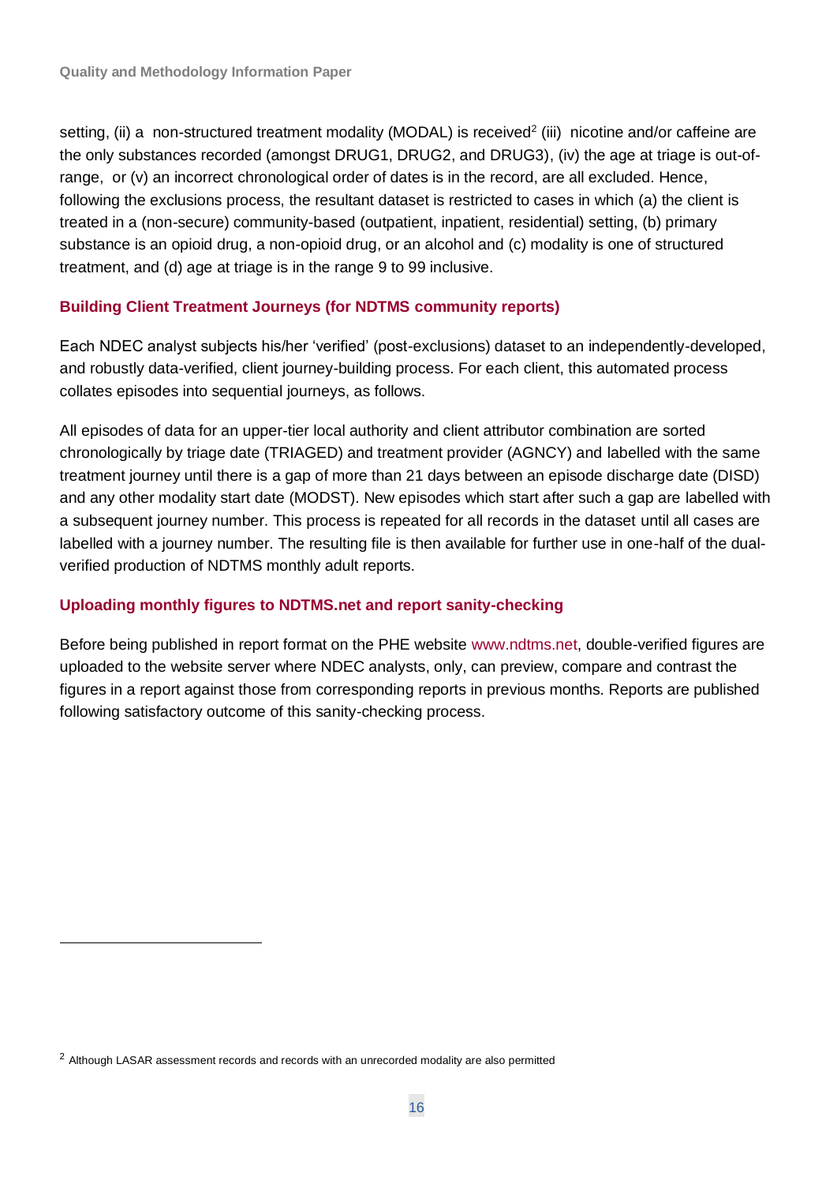setting, (ii) a non-structured treatment modality (MODAL) is received[2] (iii) nicotine and/or caffeine are the only substances recorded (amongst DRUG1, DRUG2, and DRUG3), (iv) the age at triage is out-of-range, or (v) an incorrect chronological order of dates is in the record, are all excluded. Hence, following the exclusions process, the resultant dataset is restricted to cases in which (a) the client is treated in a (non-secure) community-based (outpatient, inpatient, residential) setting, (b) primary substance is an opioid drug, a non-opioid drug, or an alcohol and (c) modality is one of structured treatment, and (d) age at triage is in the range 9 to 99 inclusive.

### Building Client Treatment Journeys (for NDTMS community reports)

Each NDEC analyst subjects his/her 'verified' (post-exclusions) dataset to an independently-developed, and robustly data-verified, client journey-building process. For each client, this automated process collates episodes into sequential journeys, as follows.

All episodes of data for an upper-tier local authority and client attributor combination are sorted chronologically by triage date (TRIAGED) and treatment provider (AGNCY) and labelled with the same treatment journey until there is a gap of more than 21 days between an episode discharge date (DISD) and any other modality start date (MODST). New episodes which start after such a gap are labelled with a subsequent journey number. This process is repeated for all records in the dataset until all cases are labelled with a journey number. The resulting file is then available for further use in one-half of the dual-verified production of NDTMS monthly adult reports.

### Uploading monthly figures to NDTMS.net and report sanity-checking

Before being published in report format on the PHE website www.ndtms.net, double-verified figures are uploaded to the website server where NDEC analysts, only, can preview, compare and contrast the figures in a report against those from corresponding reports in previous months. Reports are published following satisfactory outcome of this sanity-checking process.

---

[2] Although LASAR assessment records and records with an unrecorded modality are also permitted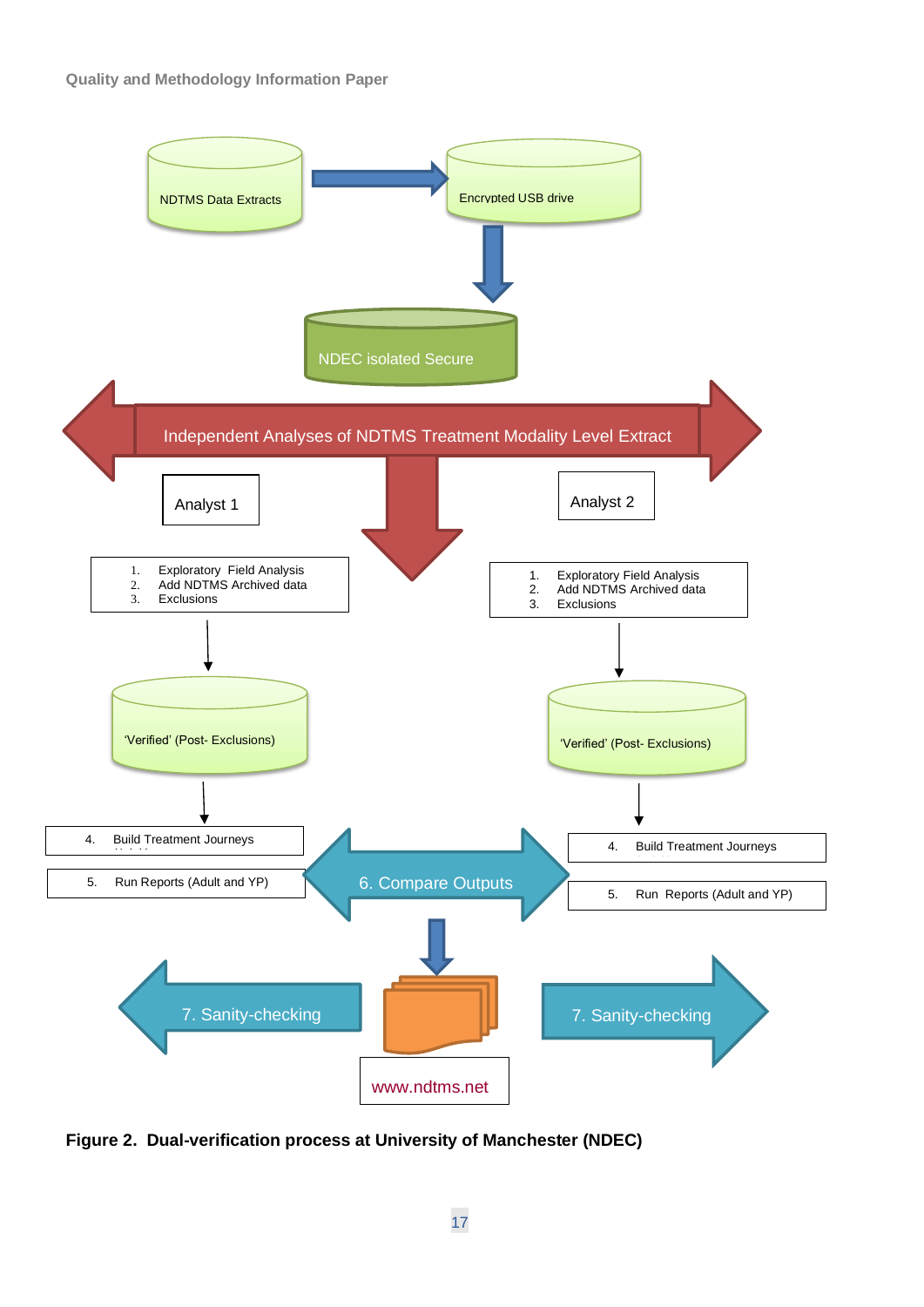NDTMS Data Extracts

Encrypted USB drive

NDEC isolated Secure

Independent Analyses of NDTMS Treatment Modality Level Extract

Analyst 1

1. Exploratory Field Analysis
2. Add NDTMS Archived data
3. Exclusions

'Verified' (Post- Exclusions)

4. Build Treatment Journeys

5. Run Reports (Adult and YP)

Analyst 2

1. Exploratory Field Analysis
2. Add NDTMS Archived data
3. Exclusions

'Verified' (Post- Exclusions)

4. Build Treatment Journeys

5. Run Reports (Adult and YP)

6. Compare Outputs

7. Sanity-checking

7. Sanity-checking

www.ndtms.net

**Figure 2. Dual-verification process at University of Manchester (NDEC)**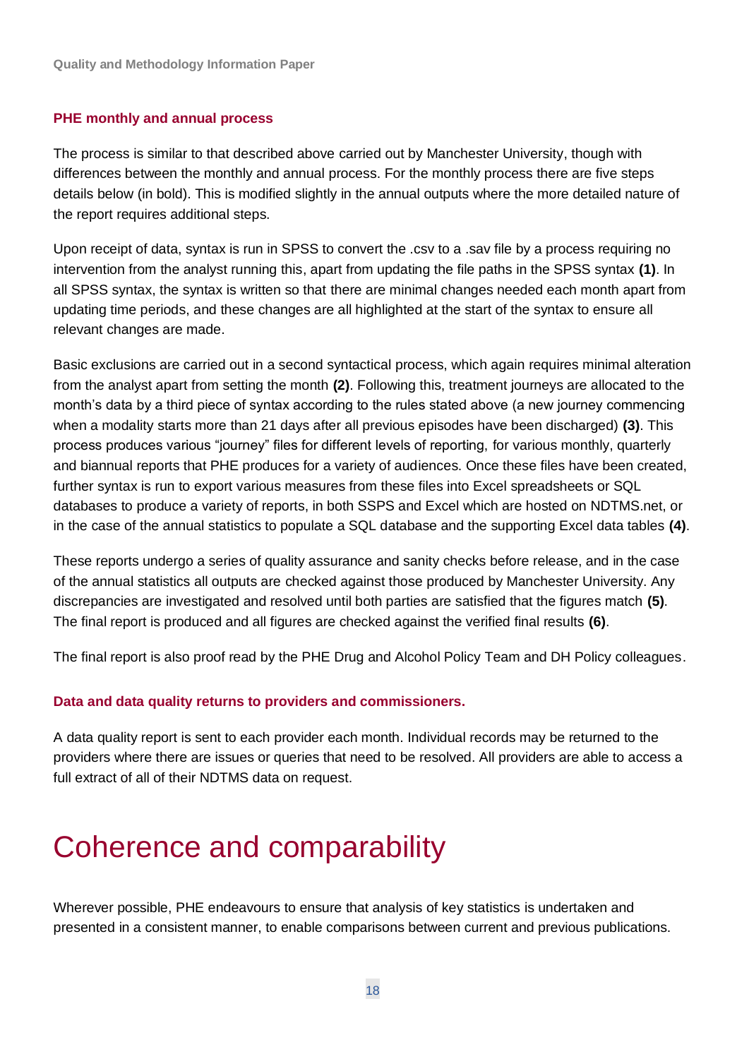### PHE monthly and annual process

The process is similar to that described above carried out by Manchester University, though with differences between the monthly and annual process. For the monthly process there are five steps details below (in bold). This is modified slightly in the annual outputs where the more detailed nature of the report requires additional steps.

Upon receipt of data, syntax is run in SPSS to convert the .csv to a .sav file by a process requiring no intervention from the analyst running this, apart from updating the file paths in the SPSS syntax **(1)**. In all SPSS syntax, the syntax is written so that there are minimal changes needed each month apart from updating time periods, and these changes are all highlighted at the start of the syntax to ensure all relevant changes are made.

Basic exclusions are carried out in a second syntactical process, which again requires minimal alteration from the analyst apart from setting the month **(2)**. Following this, treatment journeys are allocated to the month's data by a third piece of syntax according to the rules stated above (a new journey commencing when a modality starts more than 21 days after all previous episodes have been discharged) **(3)**. This process produces various "journey" files for different levels of reporting, for various monthly, quarterly and biannual reports that PHE produces for a variety of audiences. Once these files have been created, further syntax is run to export various measures from these files into Excel spreadsheets or SQL databases to produce a variety of reports, in both SSPS and Excel which are hosted on NDTMS.net, or in the case of the annual statistics to populate a SQL database and the supporting Excel data tables **(4)**.

These reports undergo a series of quality assurance and sanity checks before release, and in the case of the annual statistics all outputs are checked against those produced by Manchester University. Any discrepancies are investigated and resolved until both parties are satisfied that the figures match **(5)**. The final report is produced and all figures are checked against the verified final results **(6)**.

The final report is also proof read by the PHE Drug and Alcohol Policy Team and DH Policy colleagues.

### Data and data quality returns to providers and commissioners.

A data quality report is sent to each provider each month. Individual records may be returned to the providers where there are issues or queries that need to be resolved. All providers are able to access a full extract of all of their NDTMS data on request.

# Coherence and comparability

Wherever possible, PHE endeavours to ensure that analysis of key statistics is undertaken and presented in a consistent manner, to enable comparisons between current and previous publications.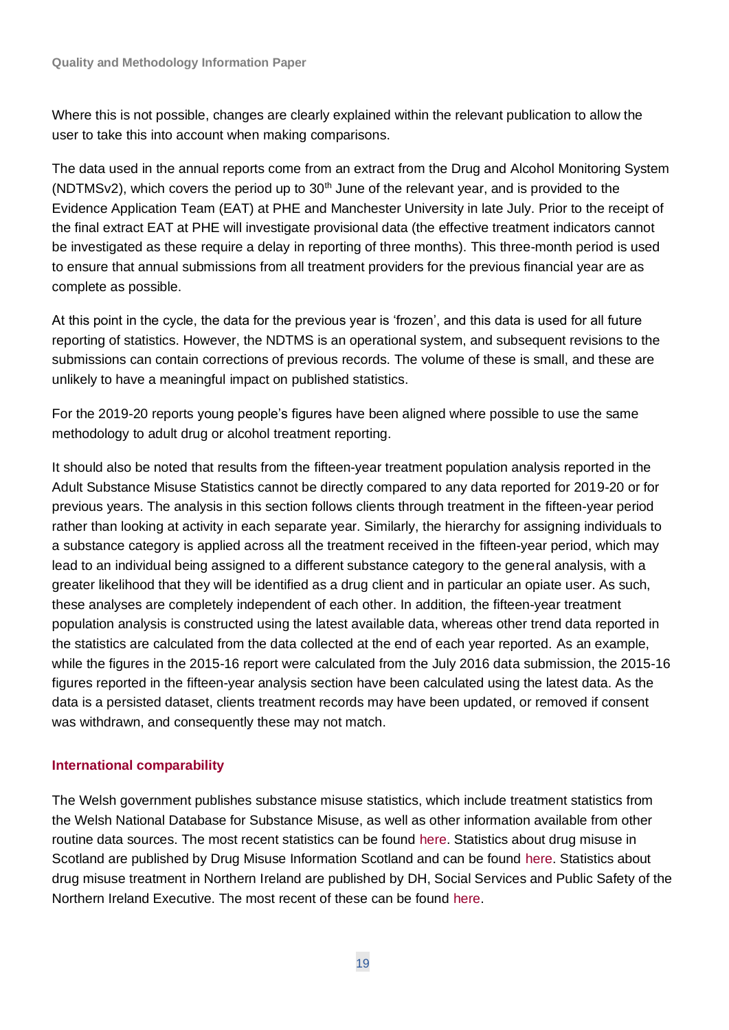Where this is not possible, changes are clearly explained within the relevant publication to allow the user to take this into account when making comparisons.

The data used in the annual reports come from an extract from the Drug and Alcohol Monitoring System (NDTMSv2), which covers the period up to 30th June of the relevant year, and is provided to the Evidence Application Team (EAT) at PHE and Manchester University in late July. Prior to the receipt of the final extract EAT at PHE will investigate provisional data (the effective treatment indicators cannot be investigated as these require a delay in reporting of three months). This three-month period is used to ensure that annual submissions from all treatment providers for the previous financial year are as complete as possible.

At this point in the cycle, the data for the previous year is 'frozen', and this data is used for all future reporting of statistics. However, the NDTMS is an operational system, and subsequent revisions to the submissions can contain corrections of previous records. The volume of these is small, and these are unlikely to have a meaningful impact on published statistics.

For the 2019-20 reports young people's figures have been aligned where possible to use the same methodology to adult drug or alcohol treatment reporting.

It should also be noted that results from the fifteen-year treatment population analysis reported in the Adult Substance Misuse Statistics cannot be directly compared to any data reported for 2019-20 or for previous years. The analysis in this section follows clients through treatment in the fifteen-year period rather than looking at activity in each separate year. Similarly, the hierarchy for assigning individuals to a substance category is applied across all the treatment received in the fifteen-year period, which may lead to an individual being assigned to a different substance category to the general analysis, with a greater likelihood that they will be identified as a drug client and in particular an opiate user. As such, these analyses are completely independent of each other. In addition, the fifteen-year treatment population analysis is constructed using the latest available data, whereas other trend data reported in the statistics are calculated from the data collected at the end of each year reported. As an example, while the figures in the 2015-16 report were calculated from the July 2016 data submission, the 2015-16 figures reported in the fifteen-year analysis section have been calculated using the latest data. As the data is a persisted dataset, clients treatment records may have been updated, or removed if consent was withdrawn, and consequently these may not match.

### International comparability

The Welsh government publishes substance misuse statistics, which include treatment statistics from the Welsh National Database for Substance Misuse, as well as other information available from other routine data sources. The most recent statistics can be found here. Statistics about drug misuse in Scotland are published by Drug Misuse Information Scotland and can be found here. Statistics about drug misuse treatment in Northern Ireland are published by DH, Social Services and Public Safety of the Northern Ireland Executive. The most recent of these can be found here.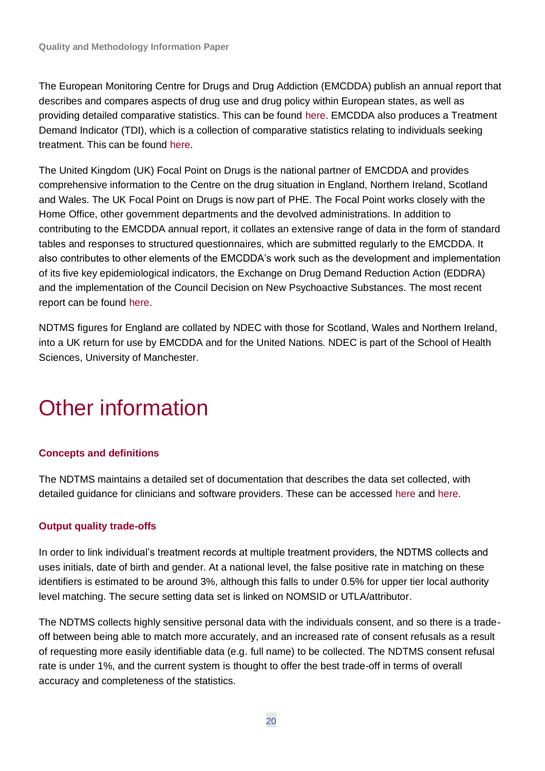The European Monitoring Centre for Drugs and Drug Addiction (EMCDDA) publish an annual report that describes and compares aspects of drug use and drug policy within European states, as well as providing detailed comparative statistics. This can be found here. EMCDDA also produces a Treatment Demand Indicator (TDI), which is a collection of comparative statistics relating to individuals seeking treatment. This can be found here.

The United Kingdom (UK) Focal Point on Drugs is the national partner of EMCDDA and provides comprehensive information to the Centre on the drug situation in England, Northern Ireland, Scotland and Wales. The UK Focal Point on Drugs is now part of PHE. The Focal Point works closely with the Home Office, other government departments and the devolved administrations. In addition to contributing to the EMCDDA annual report, it collates an extensive range of data in the form of standard tables and responses to structured questionnaires, which are submitted regularly to the EMCDDA. It also contributes to other elements of the EMCDDA's work such as the development and implementation of its five key epidemiological indicators, the Exchange on Drug Demand Reduction Action (EDDRA) and the implementation of the Council Decision on New Psychoactive Substances. The most recent report can be found here.

NDTMS figures for England are collated by NDEC with those for Scotland, Wales and Northern Ireland, into a UK return for use by EMCDDA and for the United Nations. NDEC is part of the School of Health Sciences, University of Manchester.

# Other information

### Concepts and definitions

The NDTMS maintains a detailed set of documentation that describes the data set collected, with detailed guidance for clinicians and software providers. These can be accessed here and here.

### Output quality trade-offs

In order to link individual's treatment records at multiple treatment providers, the NDTMS collects and uses initials, date of birth and gender. At a national level, the false positive rate in matching on these identifiers is estimated to be around 3%, although this falls to under 0.5% for upper tier local authority level matching. The secure setting data set is linked on NOMSID or UTLA/attributor.

The NDTMS collects highly sensitive personal data with the individuals consent, and so there is a trade-off between being able to match more accurately, and an increased rate of consent refusals as a result of requesting more easily identifiable data (e.g. full name) to be collected. The NDTMS consent refusal rate is under 1%, and the current system is thought to offer the best trade-off in terms of overall accuracy and completeness of the statistics.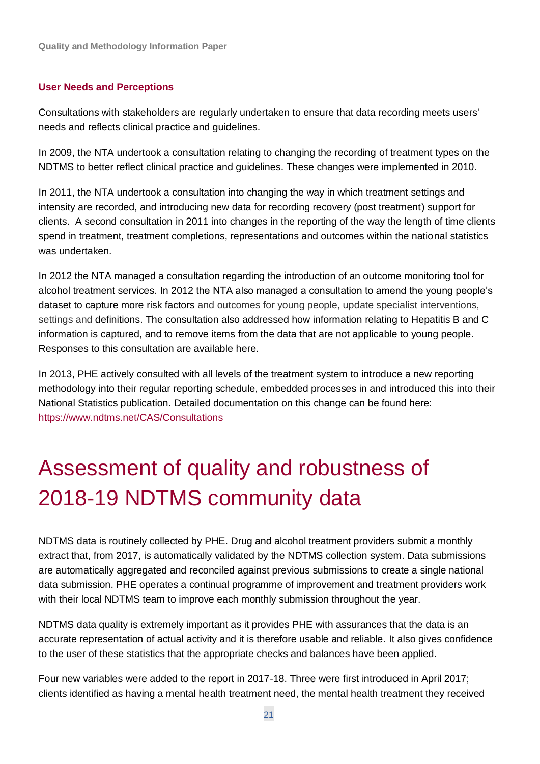### User Needs and Perceptions

Consultations with stakeholders are regularly undertaken to ensure that data recording meets users' needs and reflects clinical practice and guidelines.

In 2009, the NTA undertook a consultation relating to changing the recording of treatment types on the NDTMS to better reflect clinical practice and guidelines. These changes were implemented in 2010.

In 2011, the NTA undertook a consultation into changing the way in which treatment settings and intensity are recorded, and introducing new data for recording recovery (post treatment) support for clients. A second consultation in 2011 into changes in the reporting of the way the length of time clients spend in treatment, treatment completions, representations and outcomes within the national statistics was undertaken.

In 2012 the NTA managed a consultation regarding the introduction of an outcome monitoring tool for alcohol treatment services. In 2012 the NTA also managed a consultation to amend the young people's dataset to capture more risk factors and outcomes for young people, update specialist interventions, settings and definitions. The consultation also addressed how information relating to Hepatitis B and C information is captured, and to remove items from the data that are not applicable to young people. Responses to this consultation are available here.

In 2013, PHE actively consulted with all levels of the treatment system to introduce a new reporting methodology into their regular reporting schedule, embedded processes in and introduced this into their National Statistics publication. Detailed documentation on this change can be found here: https://www.ndtms.net/CAS/Consultations

# Assessment of quality and robustness of 2018-19 NDTMS community data

NDTMS data is routinely collected by PHE. Drug and alcohol treatment providers submit a monthly extract that, from 2017, is automatically validated by the NDTMS collection system. Data submissions are automatically aggregated and reconciled against previous submissions to create a single national data submission. PHE operates a continual programme of improvement and treatment providers work with their local NDTMS team to improve each monthly submission throughout the year.

NDTMS data quality is extremely important as it provides PHE with assurances that the data is an accurate representation of actual activity and it is therefore usable and reliable. It also gives confidence to the user of these statistics that the appropriate checks and balances have been applied.

Four new variables were added to the report in 2017-18. Three were first introduced in April 2017; clients identified as having a mental health treatment need, the mental health treatment they received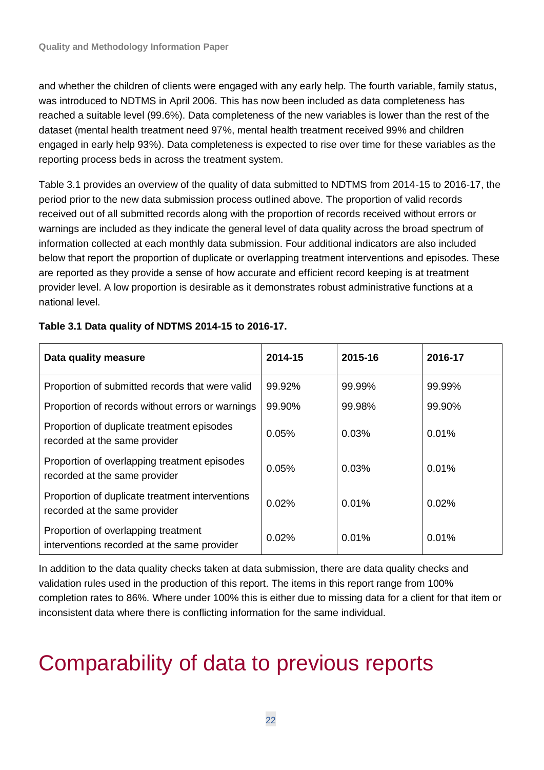and whether the children of clients were engaged with any early help. The fourth variable, family status, was introduced to NDTMS in April 2006. This has now been included as data completeness has reached a suitable level (99.6%). Data completeness of the new variables is lower than the rest of the dataset (mental health treatment need 97%, mental health treatment received 99% and children engaged in early help 93%). Data completeness is expected to rise over time for these variables as the reporting process beds in across the treatment system.

Table 3.1 provides an overview of the quality of data submitted to NDTMS from 2014-15 to 2016-17, the period prior to the new data submission process outlined above. The proportion of valid records received out of all submitted records along with the proportion of records received without errors or warnings are included as they indicate the general level of data quality across the broad spectrum of information collected at each monthly data submission. Four additional indicators are also included below that report the proportion of duplicate or overlapping treatment interventions and episodes. These are reported as they provide a sense of how accurate and efficient record keeping is at treatment provider level. A low proportion is desirable as it demonstrates robust administrative functions at a national level.

**Table 3.1 Data quality of NDTMS 2014-15 to 2016-17.**

| Data quality measure | 2014-15 | 2015-16 | 2016-17 |
|---|---|---|---|
| Proportion of submitted records that were valid | 99.92% | 99.99% | 99.99% |
| Proportion of records without errors or warnings | 99.90% | 99.98% | 99.90% |
| Proportion of duplicate treatment episodes recorded at the same provider | 0.05% | 0.03% | 0.01% |
| Proportion of overlapping treatment episodes recorded at the same provider | 0.05% | 0.03% | 0.01% |
| Proportion of duplicate treatment interventions recorded at the same provider | 0.02% | 0.01% | 0.02% |
| Proportion of overlapping treatment interventions recorded at the same provider | 0.02% | 0.01% | 0.01% |

In addition to the data quality checks taken at data submission, there are data quality checks and validation rules used in the production of this report. The items in this report range from 100% completion rates to 86%. Where under 100% this is either due to missing data for a client for that item or inconsistent data where there is conflicting information for the same individual.

# Comparability of data to previous reports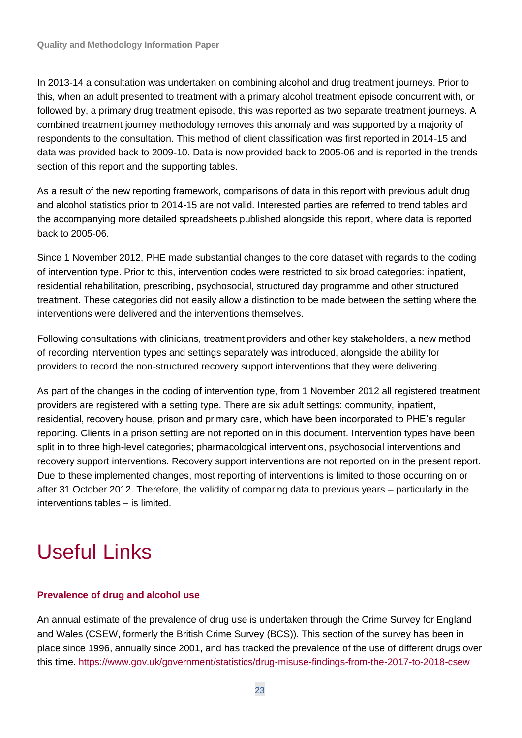In 2013-14 a consultation was undertaken on combining alcohol and drug treatment journeys. Prior to this, when an adult presented to treatment with a primary alcohol treatment episode concurrent with, or followed by, a primary drug treatment episode, this was reported as two separate treatment journeys. A combined treatment journey methodology removes this anomaly and was supported by a majority of respondents to the consultation. This method of client classification was first reported in 2014-15 and data was provided back to 2009-10. Data is now provided back to 2005-06 and is reported in the trends section of this report and the supporting tables.

As a result of the new reporting framework, comparisons of data in this report with previous adult drug and alcohol statistics prior to 2014-15 are not valid. Interested parties are referred to trend tables and the accompanying more detailed spreadsheets published alongside this report, where data is reported back to 2005-06.

Since 1 November 2012, PHE made substantial changes to the core dataset with regards to the coding of intervention type. Prior to this, intervention codes were restricted to six broad categories: inpatient, residential rehabilitation, prescribing, psychosocial, structured day programme and other structured treatment. These categories did not easily allow a distinction to be made between the setting where the interventions were delivered and the interventions themselves.

Following consultations with clinicians, treatment providers and other key stakeholders, a new method of recording intervention types and settings separately was introduced, alongside the ability for providers to record the non-structured recovery support interventions that they were delivering.

As part of the changes in the coding of intervention type, from 1 November 2012 all registered treatment providers are registered with a setting type. There are six adult settings: community, inpatient, residential, recovery house, prison and primary care, which have been incorporated to PHE's regular reporting. Clients in a prison setting are not reported on in this document. Intervention types have been split in to three high-level categories; pharmacological interventions, psychosocial interventions and recovery support interventions. Recovery support interventions are not reported on in the present report. Due to these implemented changes, most reporting of interventions is limited to those occurring on or after 31 October 2012. Therefore, the validity of comparing data to previous years – particularly in the interventions tables – is limited.

# Useful Links

### Prevalence of drug and alcohol use

An annual estimate of the prevalence of drug use is undertaken through the Crime Survey for England and Wales (CSEW, formerly the British Crime Survey (BCS)). This section of the survey has been in place since 1996, annually since 2001, and has tracked the prevalence of the use of different drugs over this time. https://www.gov.uk/government/statistics/drug-misuse-findings-from-the-2017-to-2018-csew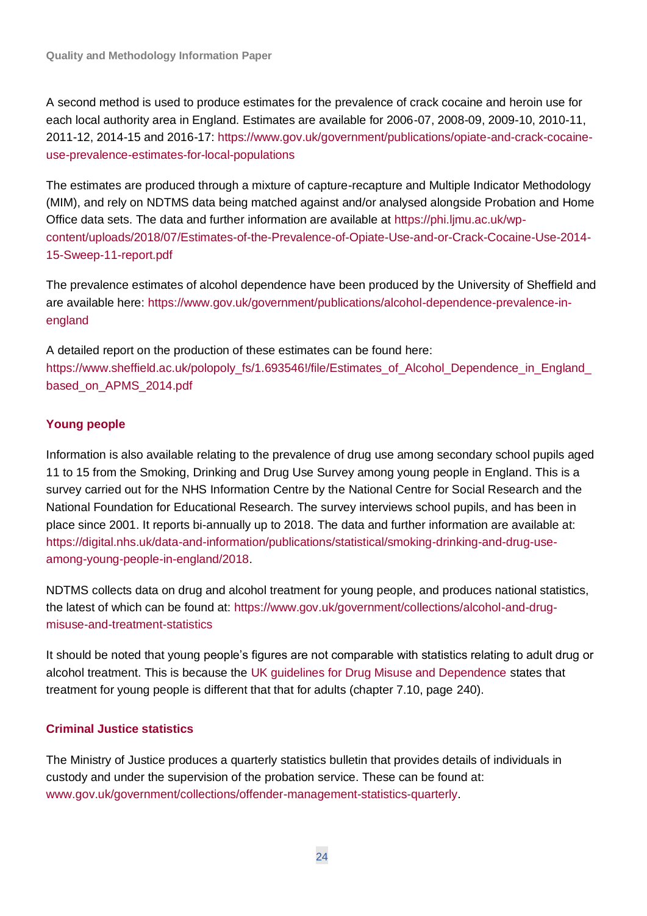A second method is used to produce estimates for the prevalence of crack cocaine and heroin use for each local authority area in England. Estimates are available for 2006-07, 2008-09, 2009-10, 2010-11, 2011-12, 2014-15 and 2016-17: https://www.gov.uk/government/publications/opiate-and-crack-cocaine-use-prevalence-estimates-for-local-populations

The estimates are produced through a mixture of capture-recapture and Multiple Indicator Methodology (MIM), and rely on NDTMS data being matched against and/or analysed alongside Probation and Home Office data sets. The data and further information are available at https://phi.ljmu.ac.uk/wp-content/uploads/2018/07/Estimates-of-the-Prevalence-of-Opiate-Use-and-or-Crack-Cocaine-Use-2014-15-Sweep-11-report.pdf

The prevalence estimates of alcohol dependence have been produced by the University of Sheffield and are available here: https://www.gov.uk/government/publications/alcohol-dependence-prevalence-in-england

A detailed report on the production of these estimates can be found here: https://www.sheffield.ac.uk/polopoly_fs/1.693546!/file/Estimates_of_Alcohol_Dependence_in_England_based_on_APMS_2014.pdf

## Young people

Information is also available relating to the prevalence of drug use among secondary school pupils aged 11 to 15 from the Smoking, Drinking and Drug Use Survey among young people in England. This is a survey carried out for the NHS Information Centre by the National Centre for Social Research and the National Foundation for Educational Research. The survey interviews school pupils, and has been in place since 2001. It reports bi-annually up to 2018. The data and further information are available at: https://digital.nhs.uk/data-and-information/publications/statistical/smoking-drinking-and-drug-use-among-young-people-in-england/2018.

NDTMS collects data on drug and alcohol treatment for young people, and produces national statistics, the latest of which can be found at: https://www.gov.uk/government/collections/alcohol-and-drug-misuse-and-treatment-statistics

It should be noted that young people's figures are not comparable with statistics relating to adult drug or alcohol treatment. This is because the UK guidelines for Drug Misuse and Dependence states that treatment for young people is different that that for adults (chapter 7.10, page 240).

## Criminal Justice statistics

The Ministry of Justice produces a quarterly statistics bulletin that provides details of individuals in custody and under the supervision of the probation service. These can be found at: www.gov.uk/government/collections/offender-management-statistics-quarterly.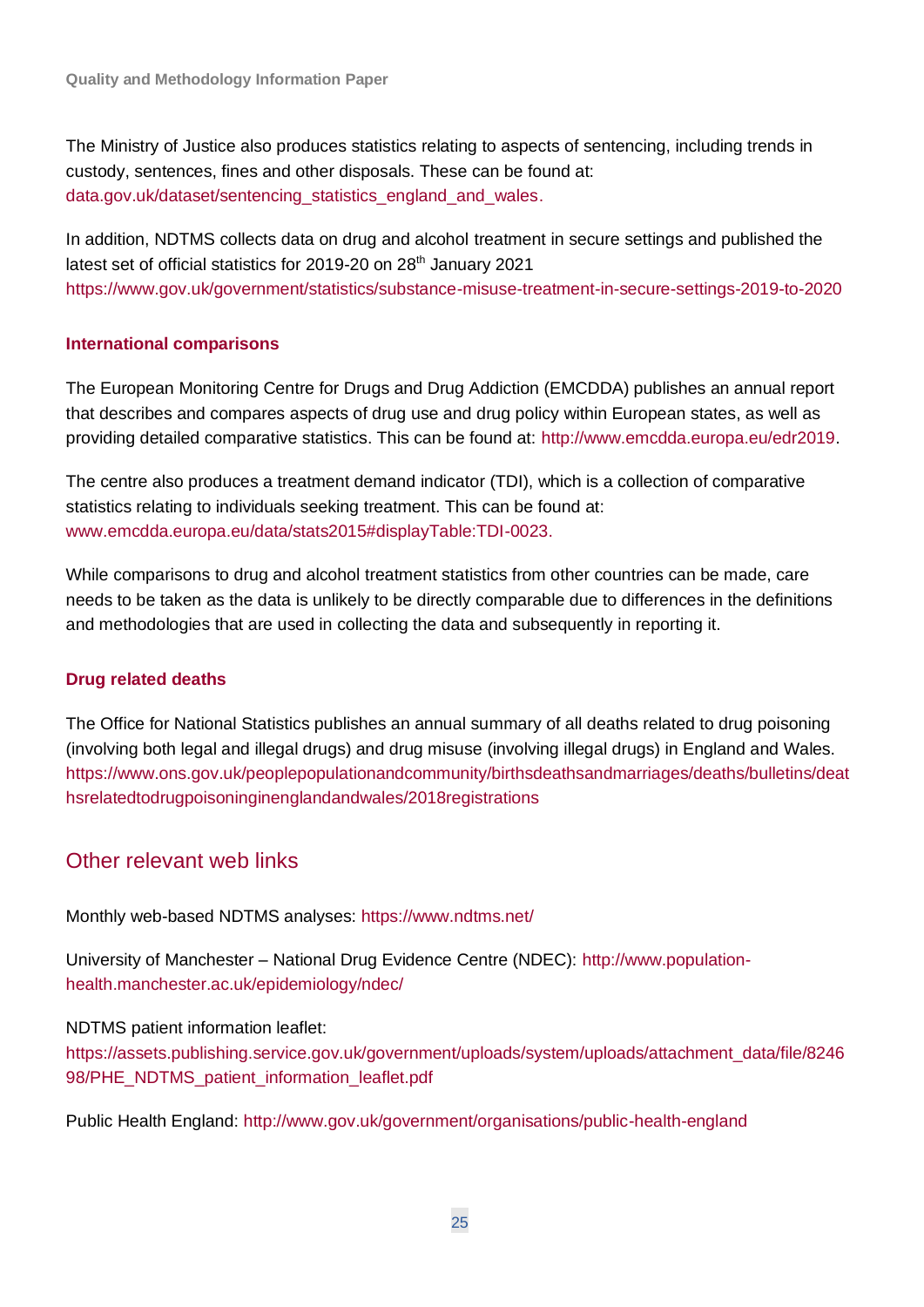The Ministry of Justice also produces statistics relating to aspects of sentencing, including trends in custody, sentences, fines and other disposals. These can be found at: data.gov.uk/dataset/sentencing_statistics_england_and_wales.

In addition, NDTMS collects data on drug and alcohol treatment in secure settings and published the latest set of official statistics for 2019-20 on 28th January 2021 https://www.gov.uk/government/statistics/substance-misuse-treatment-in-secure-settings-2019-to-2020

### International comparisons

The European Monitoring Centre for Drugs and Drug Addiction (EMCDDA) publishes an annual report that describes and compares aspects of drug use and drug policy within European states, as well as providing detailed comparative statistics. This can be found at: http://www.emcdda.europa.eu/edr2019.

The centre also produces a treatment demand indicator (TDI), which is a collection of comparative statistics relating to individuals seeking treatment. This can be found at: www.emcdda.europa.eu/data/stats2015#displayTable:TDI-0023.

While comparisons to drug and alcohol treatment statistics from other countries can be made, care needs to be taken as the data is unlikely to be directly comparable due to differences in the definitions and methodologies that are used in collecting the data and subsequently in reporting it.

### Drug related deaths

The Office for National Statistics publishes an annual summary of all deaths related to drug poisoning (involving both legal and illegal drugs) and drug misuse (involving illegal drugs) in England and Wales. https://www.ons.gov.uk/peoplepopulationandcommunity/birthsdeathsandmarriages/deaths/bulletins/deathsrelatedtodrugpoisoninginenglandandwales/2018registrations

## Other relevant web links

Monthly web-based NDTMS analyses: https://www.ndtms.net/

University of Manchester – National Drug Evidence Centre (NDEC): http://www.population-health.manchester.ac.uk/epidemiology/ndec/

NDTMS patient information leaflet: https://assets.publishing.service.gov.uk/government/uploads/system/uploads/attachment_data/file/824698/PHE_NDTMS_patient_information_leaflet.pdf

Public Health England: http://www.gov.uk/government/organisations/public-health-england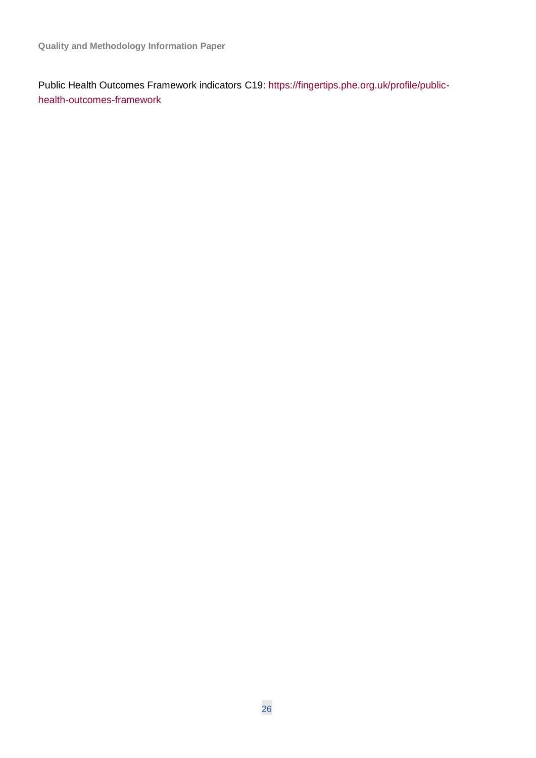Public Health Outcomes Framework indicators C19: https://fingertips.phe.org.uk/profile/public-health-outcomes-framework